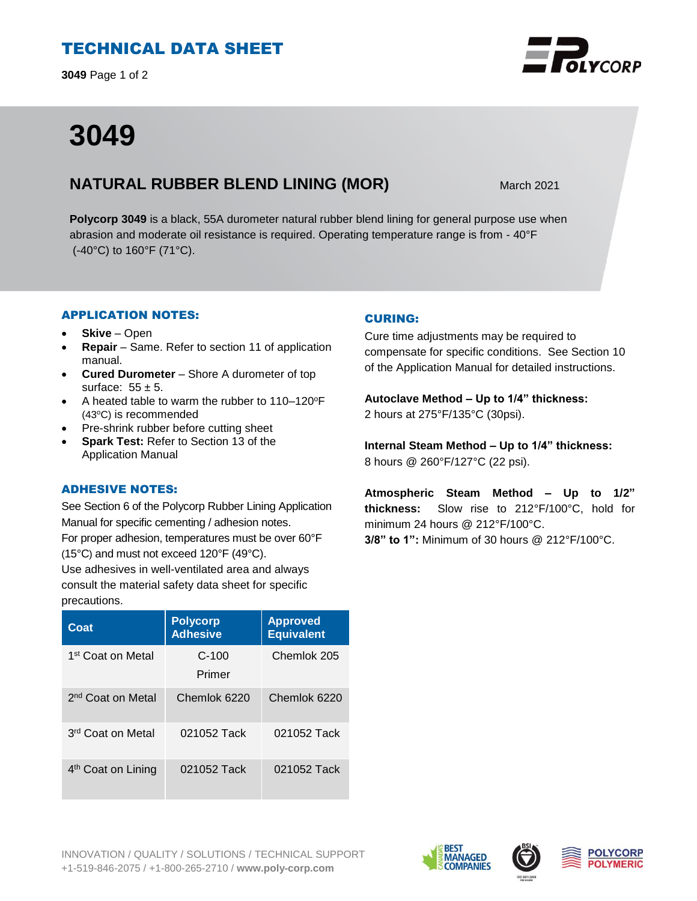# TECHNICAL DATA SHEET

# 3049

## NATURAL RUBBER BLEND LINING (MOR)

March 2021

**Polycorp 3049** is a black, 55A durometer natural rubber blend lining for general purpose use when abrasion and moderate oil resistance is required. Operating temperature range is from - 40°F (-40°C) to 160°F (71°C).

### APPLICATION NOTES:

- **Skive** – Open
- **Repair** – Same. Refer to section 11 of application manual.
- **Cured Durometer** – Shore A durometer of top surface: 55 ± 5.
- A heated table to warm the rubber to 110–120°F (43°C) is recommended
- Pre-shrink rubber before cutting sheet
- **Spark Test:** Refer to Section 13 of the Application Manual

### ADHESIVE NOTES:

See Section 6 of the Polycorp Rubber Lining Application Manual for specific cementing / adhesion notes.
For proper adhesion, temperatures must be over 60°F (15°C) and must not exceed 120°F (49°C).
Use adhesives in well-ventilated area and always consult the material safety data sheet for specific precautions.

| Coat | Polycorp Adhesive | Approved Equivalent |
|---|---|---|
| 1st Coat on Metal | C-100 Primer | Chemlok 205 |
| 2nd Coat on Metal | Chemlok 6220 | Chemlok 6220 |
| 3rd Coat on Metal | 021052 Tack | 021052 Tack |
| 4th Coat on Lining | 021052 Tack | 021052 Tack |

### CURING:

Cure time adjustments may be required to compensate for specific conditions. See Section 10 of the Application Manual for detailed instructions.

**Autoclave Method – Up to 1/4" thickness:**
2 hours at 275°F/135°C (30psi).

**Internal Steam Method – Up to 1/4" thickness:**
8 hours @ 260°F/127°C (22 psi).

**Atmospheric Steam Method – Up to 1/2" thickness:** Slow rise to 212°F/100°C, hold for minimum 24 hours @ 212°F/100°C.
**3/8" to 1":** Minimum of 30 hours @ 212°F/100°C.

INNOVATION / QUALITY / SOLUTIONS / TECHNICAL SUPPORT
+1-519-846-2075 / +1-800-265-2710 / **www.poly-corp.com**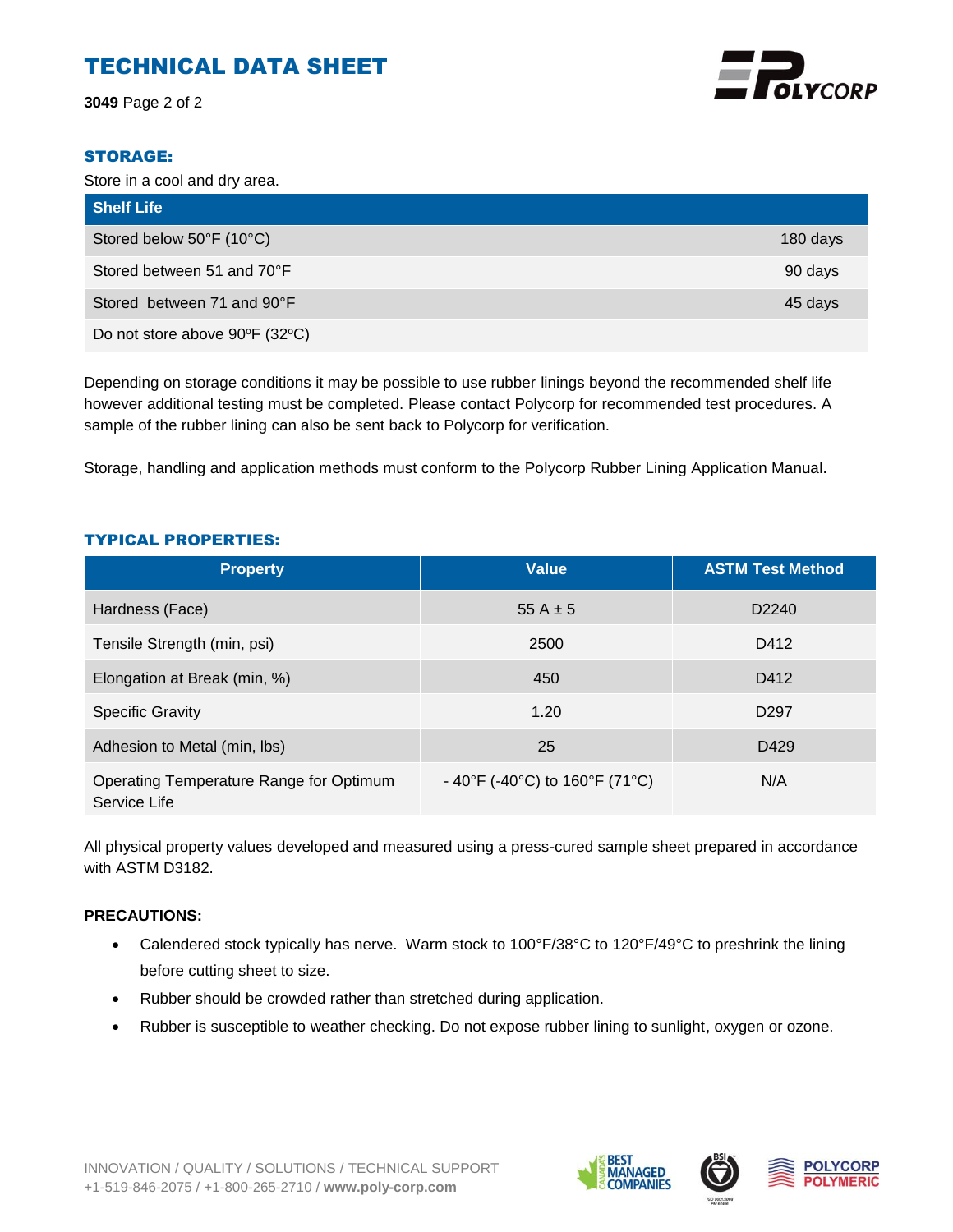## STORAGE:

Store in a cool and dry area.

| Shelf Life | |
|---|---|
| Stored below 50°F (10°C) | 180 days |
| Stored between 51 and 70°F | 90 days |
| Stored between 71 and 90°F | 45 days |
| Do not store above 90ºF (32ºC) | |

Depending on storage conditions it may be possible to use rubber linings beyond the recommended shelf life however additional testing must be completed. Please contact Polycorp for recommended test procedures. A sample of the rubber lining can also be sent back to Polycorp for verification.

Storage, handling and application methods must conform to the Polycorp Rubber Lining Application Manual.

## TYPICAL PROPERTIES:

| Property | Value | ASTM Test Method |
|---|---|---|
| Hardness (Face) | 55 A ± 5 | D2240 |
| Tensile Strength (min, psi) | 2500 | D412 |
| Elongation at Break (min, %) | 450 | D412 |
| Specific Gravity | 1.20 | D297 |
| Adhesion to Metal (min, lbs) | 25 | D429 |
| Operating Temperature Range for Optimum Service Life | - 40°F (-40°C) to 160°F (71°C) | N/A |

All physical property values developed and measured using a press-cured sample sheet prepared in accordance with ASTM D3182.

**PRECAUTIONS:**

- Calendered stock typically has nerve. Warm stock to 100°F/38°C to 120°F/49°C to preshrink the lining before cutting sheet to size.
- Rubber should be crowded rather than stretched during application.
- Rubber is susceptible to weather checking. Do not expose rubber lining to sunlight, oxygen or ozone.

INNOVATION / QUALITY / SOLUTIONS / TECHNICAL SUPPORT
+1-519-846-2075 / +1-800-265-2710 / **www.poly-corp.com**